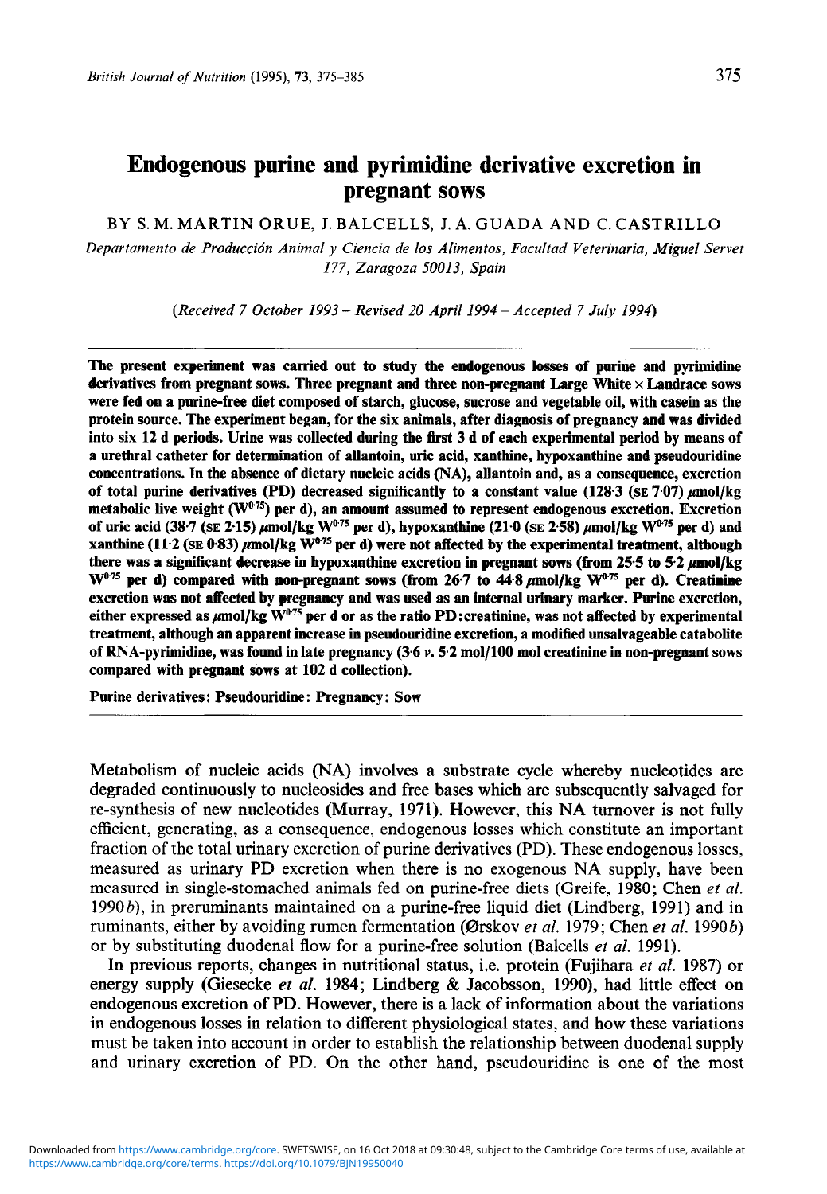# Endogenous purine and pyrimidine derivative excretion in pregnant sows

BY S. M. MARTIN ORUE, J. BALCELLS, J. A. GUADA AND C. CASTRILLO

*Departamento de Producción Animal y Ciencia de los Alimentos, Facultad Veterinaria, Miguel Servet 177, Zaragoza 50013, Spain*

*(Received 7 October 1993 – Revised 20 April 1994 – Accepted 7 July 1994)*

**The present experiment was carried out to study the endogenous losses of purine and pyrimidine derivatives from pregnant sows. Three pregnant and three non-pregnant Large White × Landrace sows were fed on a purine-free diet composed of starch, glucose, sucrose and vegetable oil, with casein as the protein source. The experiment began, for the six animals, after diagnosis of pregnancy and was divided into six 12 d periods. Urine was collected during the first 3 d of each experimental period by means of a urethral catheter for determination of allantoin, uric acid, xanthine, hypoxanthine and pseudouridine concentrations. In the absence of dietary nucleic acids (NA), allantoin and, as a consequence, excretion of total purine derivatives (PD) decreased significantly to a constant value (128·3 (SE 7·07) μmol/kg metabolic live weight ($W^{0.75}$) per d), an amount assumed to represent endogenous excretion. Excretion of uric acid (38·7 (SE 2·15) μmol/kg $W^{0.75}$ per d), hypoxanthine (21·0 (SE 2·58) μmol/kg $W^{0.75}$ per d) and xanthine (11·2 (SE 0·83) μmol/kg $W^{0.75}$ per d) were not affected by the experimental treatment, although there was a significant decrease in hypoxanthine excretion in pregnant sows (from 25·5 to 5·2 μmol/kg $W^{0.75}$ per d) compared with non-pregnant sows (from 26·7 to 44·8 μmol/kg $W^{0.75}$ per d). Creatinine excretion was not affected by pregnancy and was used as an internal urinary marker. Purine excretion, either expressed as μmol/kg $W^{0.75}$ per d or as the ratio PD:creatinine, was not affected by experimental treatment, although an apparent increase in pseudouridine excretion, a modified unsalvageable catabolite of RNA-pyrimidine, was found in late pregnancy (3·6 *v.* 5·2 mol/100 mol creatinine in non-pregnant sows compared with pregnant sows at 102 d collection).**

**Purine derivatives: Pseudouridine: Pregnancy: Sow**

Metabolism of nucleic acids (NA) involves a substrate cycle whereby nucleotides are degraded continuously to nucleosides and free bases which are subsequently salvaged for re-synthesis of new nucleotides (Murray, 1971). However, this NA turnover is not fully efficient, generating, as a consequence, endogenous losses which constitute an important fraction of the total urinary excretion of purine derivatives (PD). These endogenous losses, measured as urinary PD excretion when there is no exogenous NA supply, have been measured in single-stomached animals fed on purine-free diets (Greife, 1980; Chen *et al.* 1990*b*), in preruminants maintained on a purine-free liquid diet (Lindberg, 1991) and in ruminants, either by avoiding rumen fermentation (Ørskov *et al.* 1979; Chen *et al.* 1990*b*) or by substituting duodenal flow for a purine-free solution (Balcells *et al.* 1991).

In previous reports, changes in nutritional status, i.e. protein (Fujihara *et al.* 1987) or energy supply (Giesecke *et al.* 1984; Lindberg & Jacobsson, 1990), had little effect on endogenous excretion of PD. However, there is a lack of information about the variations in endogenous losses in relation to different physiological states, and how these variations must be taken into account in order to establish the relationship between duodenal supply and urinary excretion of PD. On the other hand, pseudouridine is one of the most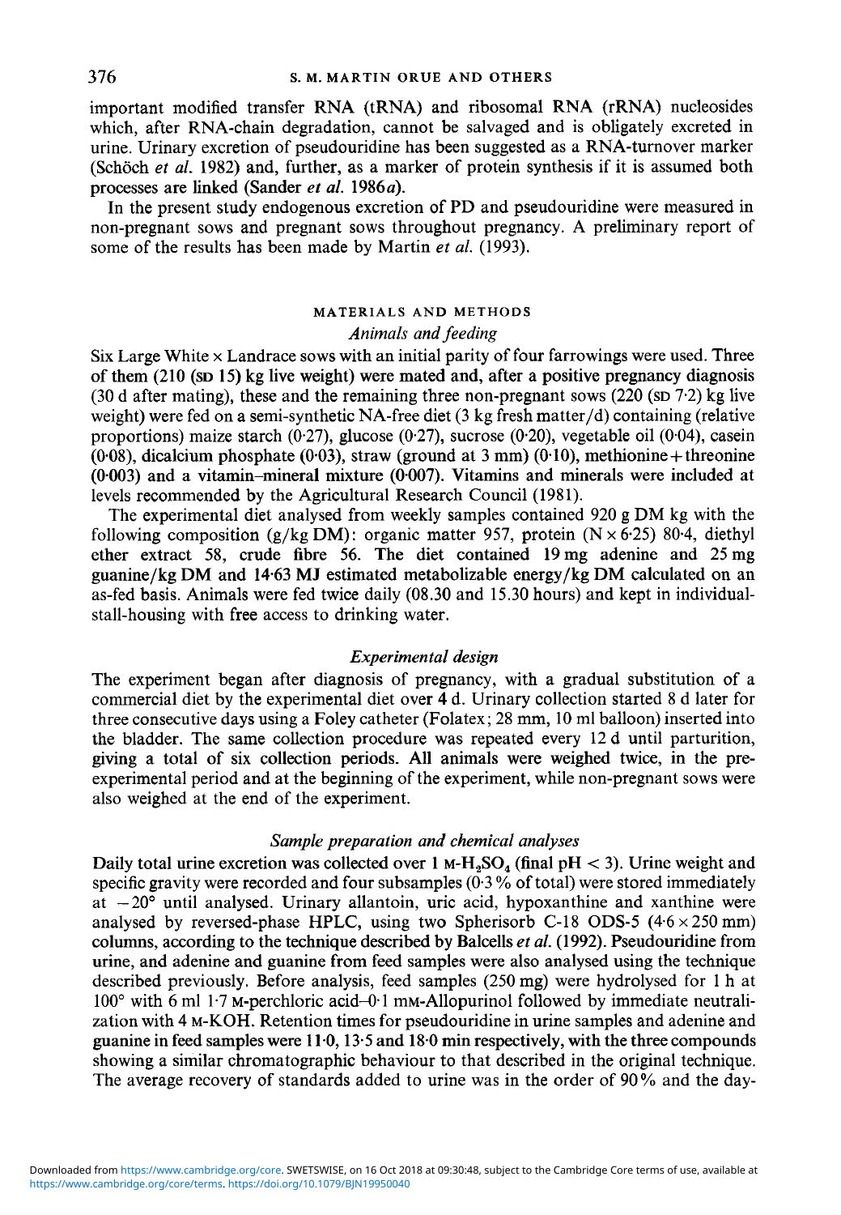important modified transfer RNA (tRNA) and ribosomal RNA (rRNA) nucleosides which, after RNA-chain degradation, cannot be salvaged and is obligately excreted in urine. Urinary excretion of pseudouridine has been suggested as a RNA-turnover marker (Schöch *et al.* 1982) and, further, as a marker of protein synthesis if it is assumed both processes are linked (Sander *et al.* 1986*a*).

In the present study endogenous excretion of PD and pseudouridine were measured in non-pregnant sows and pregnant sows throughout pregnancy. A preliminary report of some of the results has been made by Martin *et al.* (1993).

## MATERIALS AND METHODS

### *Animals and feeding*

Six Large White × Landrace sows with an initial parity of four farrowings were used. Three of them (210 (SD 15) kg live weight) were mated and, after a positive pregnancy diagnosis (30 d after mating), these and the remaining three non-pregnant sows (220 (SD 7·2) kg live weight) were fed on a semi-synthetic NA-free diet (3 kg fresh matter/d) containing (relative proportions) maize starch (0·27), glucose (0·27), sucrose (0·20), vegetable oil (0·04), casein (0·08), dicalcium phosphate (0·03), straw (ground at 3 mm) (0·10), methionine + threonine (0·003) and a vitamin–mineral mixture (0·007). Vitamins and minerals were included at levels recommended by the Agricultural Research Council (1981).

The experimental diet analysed from weekly samples contained 920 g DM kg with the following composition (g/kg DM): organic matter 957, protein (N × 6·25) 80·4, diethyl ether extract 58, crude fibre 56. The diet contained 19 mg adenine and 25 mg guanine/kg DM and 14·63 MJ estimated metabolizable energy/kg DM calculated on an as-fed basis. Animals were fed twice daily (08.30 and 15.30 hours) and kept in individual-stall-housing with free access to drinking water.

### *Experimental design*

The experiment began after diagnosis of pregnancy, with a gradual substitution of a commercial diet by the experimental diet over 4 d. Urinary collection started 8 d later for three consecutive days using a Foley catheter (Folatex; 28 mm, 10 ml balloon) inserted into the bladder. The same collection procedure was repeated every 12 d until parturition, giving a total of six collection periods. All animals were weighed twice, in the pre-experimental period and at the beginning of the experiment, while non-pregnant sows were also weighed at the end of the experiment.

### *Sample preparation and chemical analyses*

Daily total urine excretion was collected over 1 M-$H_2SO_4$ (final pH < 3). Urine weight and specific gravity were recorded and four subsamples (0·3 % of total) were stored immediately at −20° until analysed. Urinary allantoin, uric acid, hypoxanthine and xanthine were analysed by reversed-phase HPLC, using two Spherisorb C-18 ODS-5 (4·6 × 250 mm) columns, according to the technique described by Balcells *et al.* (1992). Pseudouridine from urine, and adenine and guanine from feed samples were also analysed using the technique described previously. Before analysis, feed samples (250 mg) were hydrolysed for 1 h at 100° with 6 ml 1·7 M-perchloric acid–0·1 mM-Allopurinol followed by immediate neutralization with 4 M-KOH. Retention times for pseudouridine in urine samples and adenine and guanine in feed samples were 11·0, 13·5 and 18·0 min respectively, with the three compounds showing a similar chromatographic behaviour to that described in the original technique. The average recovery of standards added to urine was in the order of 90 % and the day-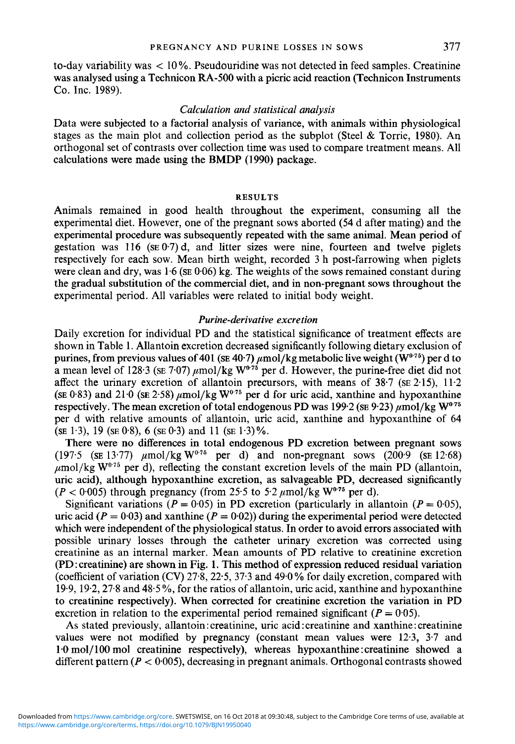to-day variability was < 10 %. Pseudouridine was not detected in feed samples. Creatinine was analysed using a Technicon RA-500 with a picric acid reaction (Technicon Instruments Co. Inc. 1989).

### *Calculation and statistical analysis*

Data were subjected to a factorial analysis of variance, with animals within physiological stages as the main plot and collection period as the subplot (Steel & Torrie, 1980). An orthogonal set of contrasts over collection time was used to compare treatment means. All calculations were made using the BMDP (1990) package.

## RESULTS

Animals remained in good health throughout the experiment, consuming all the experimental diet. However, one of the pregnant sows aborted (54 d after mating) and the experimental procedure was subsequently repeated with the same animal. Mean period of gestation was 116 (SE 0·7) d, and litter sizes were nine, fourteen and twelve piglets respectively for each sow. Mean birth weight, recorded 3 h post-farrowing when piglets were clean and dry, was 1·6 (SE 0·06) kg. The weights of the sows remained constant during the gradual substitution of the commercial diet, and in non-pregnant sows throughout the experimental period. All variables were related to initial body weight.

### *Purine-derivative excretion*

Daily excretion for individual PD and the statistical significance of treatment effects are shown in Table 1. Allantoin excretion decreased significantly following dietary exclusion of purines, from previous values of 401 (SE 40·7) μmol/kg metabolic live weight ($W^{0.75}$) per d to a mean level of 128·3 (SE 7·07) μmol/kg $W^{0.75}$ per d. However, the purine-free diet did not affect the urinary excretion of allantoin precursors, with means of 38·7 (SE 2·15), 11·2 (SE 0·83) and 21·0 (SE 2·58) μmol/kg $W^{0.75}$ per d for uric acid, xanthine and hypoxanthine respectively. The mean excretion of total endogenous PD was 199·2 (SE 9·23) μmol/kg $W^{0.75}$ per d with relative amounts of allantoin, uric acid, xanthine and hypoxanthine of 64 (SE 1·3), 19 (SE 0·8), 6 (SE 0·3) and 11 (SE 1·3) %.

There were no differences in total endogenous PD excretion between pregnant sows (197·5 (SE 13·77) μmol/kg $W^{0.75}$ per d) and non-pregnant sows (200·9 (SE 12·68) μmol/kg $W^{0.75}$ per d), reflecting the constant excretion levels of the main PD (allantoin, uric acid), although hypoxanthine excretion, as salvageable PD, decreased significantly ($P < 0.005$) through pregnancy (from 25·5 to 5·2 μmol/kg $W^{0.75}$ per d).

Significant variations ($P = 0.05$) in PD excretion (particularly in allantoin ($P = 0.05$), uric acid ($P = 0.03$) and xanthine ($P = 0.02$)) during the experimental period were detected which were independent of the physiological status. In order to avoid errors associated with possible urinary losses through the catheter urinary excretion was corrected using creatinine as an internal marker. Mean amounts of PD relative to creatinine excretion (PD:creatinine) are shown in Fig. 1. This method of expression reduced residual variation (coefficient of variation (CV) 27·8, 22·5, 37·3 and 49·0 % for daily excretion, compared with 19·9, 19·2, 27·8 and 48·5 %, for the ratios of allantoin, uric acid, xanthine and hypoxanthine to creatinine respectively). When corrected for creatinine excretion the variation in PD excretion in relation to the experimental period remained significant ($P = 0.05$).

As stated previously, allantoin:creatinine, uric acid:creatinine and xanthine:creatinine values were not modified by pregnancy (constant mean values were 12·3, 3·7 and 1·0 mol/100 mol creatinine respectively), whereas hypoxanthine:creatinine showed a different pattern ($P < 0.005$), decreasing in pregnant animals. Orthogonal contrasts showed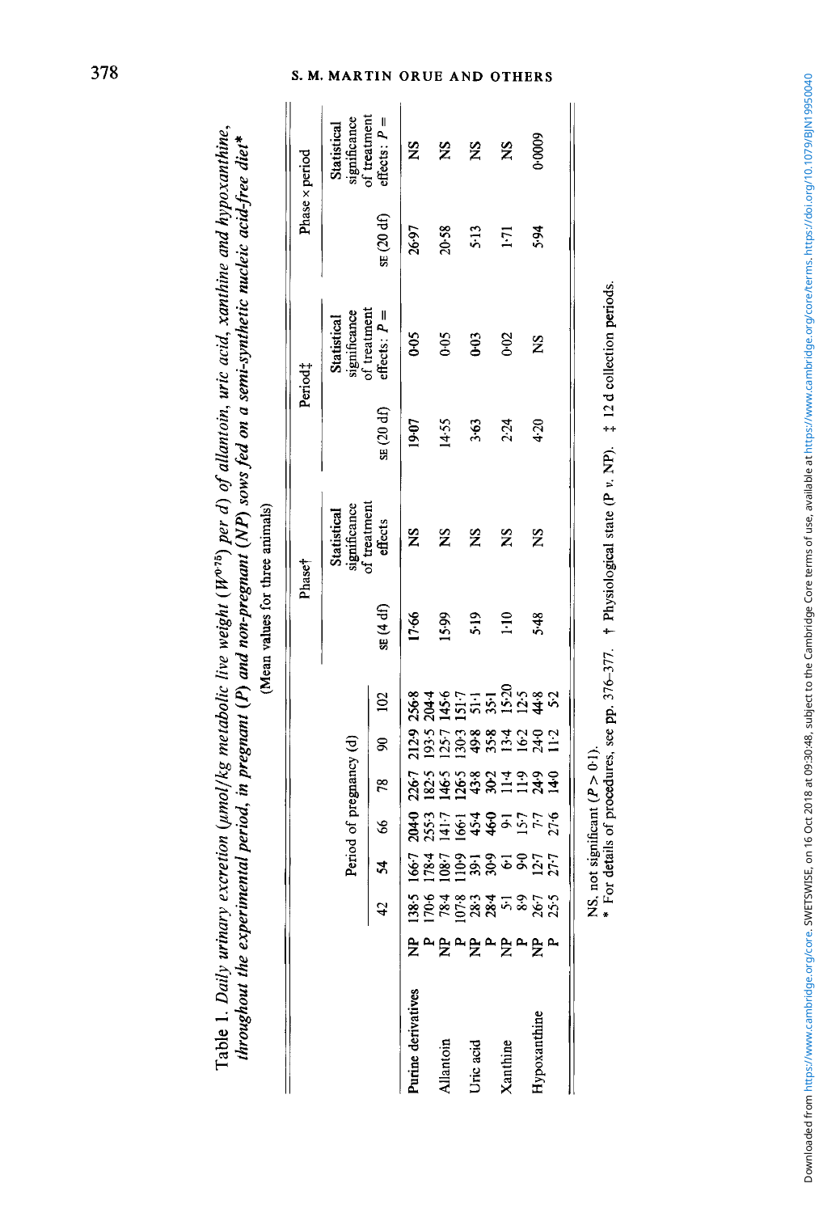Table 1. *Daily urinary excretion (μmol/kg metabolic live weight ($W^{0.75}$) per d) of allantoin, uric acid, xanthine and hypoxanthine, throughout the experimental period, in pregnant (P) and non-pregnant (NP) sows fed on a semi-synthetic nucleic acid-free diet\**

(Mean values for three animals)

| | | Period of pregnancy (d) | | | | | | Phase† | | Period‡ | | Phase × period | |
|---|---|---|---|---|---|---|---|---|---|---|---|---|---|
| | | 42 | 54 | 66 | 78 | 90 | 102 | SE (4 df) | Statistical significance of treatment effects | SE (20 df) | Statistical significance of treatment effects: P = | SE (20 df) | Statistical significance of treatment effects: P = |
| Purine derivatives | NP | 138·5 | 166·7 | 204·0 | 226·7 | 212·9 | 256·8 | 17·66 | NS | 19·07 | 0·05 | 26·97 | NS |
| | P | 170·6 | 178·4 | 255·3 | 182·5 | 193·5 | 204·4 | | | | | | |
| Allantoin | NP | 78·4 | 108·7 | 141·7 | 146·5 | 125·7 | 145·6 | 15·99 | NS | 14·55 | 0·05 | 20·58 | NS |
| | P | 107·8 | 110·9 | 166·1 | 126·5 | 130·3 | 151·7 | | | | | | |
| Uric acid | NP | 28·3 | 39·1 | 45·4 | 43·8 | 49·8 | 51·1 | 5·19 | NS | 3·63 | 0·03 | 5·13 | NS |
| | P | 28·4 | 30·9 | 46·0 | 30·2 | 35·8 | 35·1 | | | | | | |
| Xanthine | NP | 5·1 | 6·1 | 9·1 | 11·4 | 13·4 | 15·20 | 1·10 | NS | 2·24 | 0·02 | 1·71 | NS |
| | P | 8·9 | 9·0 | 15·7 | 11·9 | 16·2 | 12·5 | | | | | | |
| Hypoxanthine | NP | 26·7 | 12·7 | 7·7 | 24·9 | 24·0 | 44·8 | 5·48 | NS | 4·20 | NS | 5·94 | 0·0009 |
| | P | 25·5 | 27·7 | 27·6 | 14·0 | 11·2 | 5·2 | | | | | | |

NS, not significant ($P > 0·1$).

\* For details of procedures, see pp. 376–377. † Physiological state (P *v.* NP). ‡ 12 d collection periods.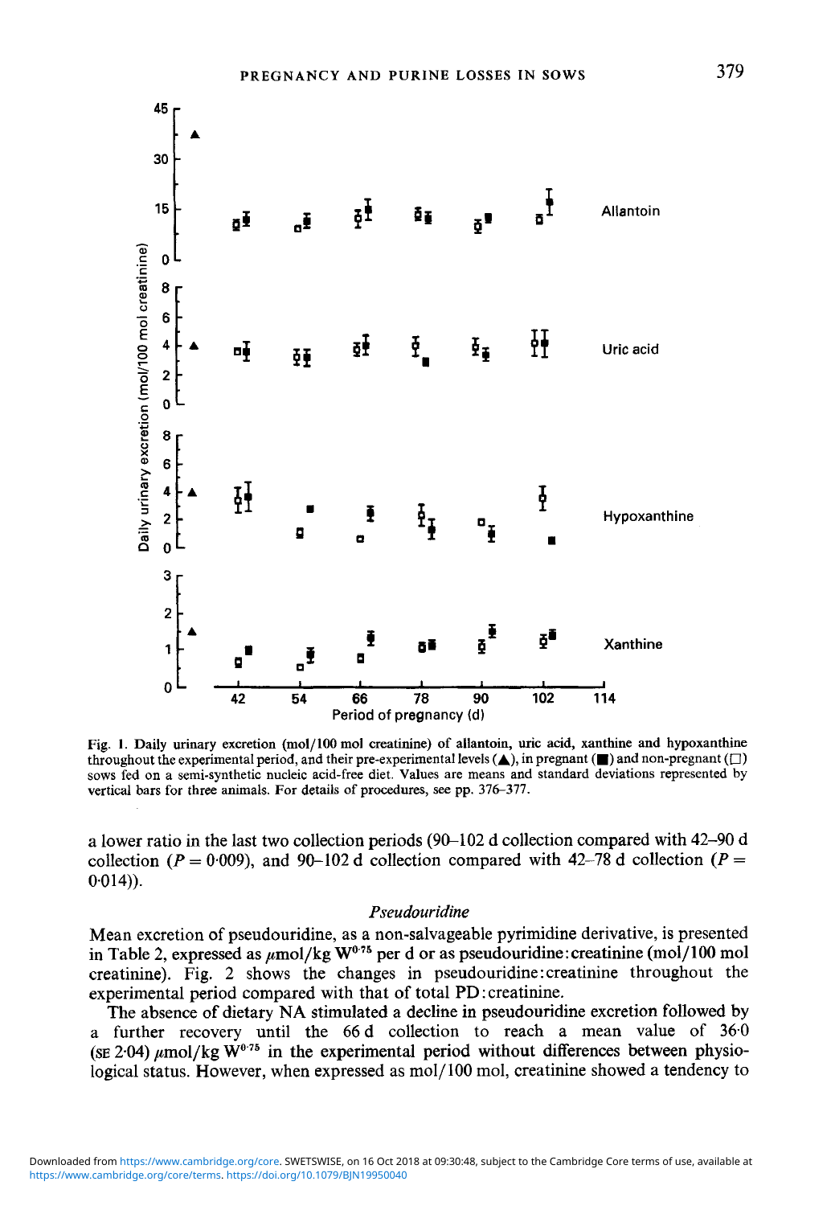Fig. 1. Daily urinary excretion (mol/100 mol creatinine) of allantoin, uric acid, xanthine and hypoxanthine throughout the experimental period, and their pre-experimental levels (▲), in pregnant (■) and non-pregnant (□) sows fed on a semi-synthetic nucleic acid-free diet. Values are means and standard deviations represented by vertical bars for three animals. For details of procedures, see pp. 376–377.

a lower ratio in the last two collection periods (90–102 d collection compared with 42–90 d collection ($P = 0.009$), and 90–102 d collection compared with 42–78 d collection ($P = 0.014$)).

### *Pseudouridine*

Mean excretion of pseudouridine, as a non-salvageable pyrimidine derivative, is presented in Table 2, expressed as $\mu$mol/kg $W^{0.75}$ per d or as pseudouridine:creatinine (mol/100 mol creatinine). Fig. 2 shows the changes in pseudouridine:creatinine throughout the experimental period compared with that of total PD:creatinine.

The absence of dietary NA stimulated a decline in pseudouridine excretion followed by a further recovery until the 66 d collection to reach a mean value of 36·0 (SE 2·04) $\mu$mol/kg $W^{0.75}$ in the experimental period without differences between physiological status. However, when expressed as mol/100 mol, creatinine showed a tendency to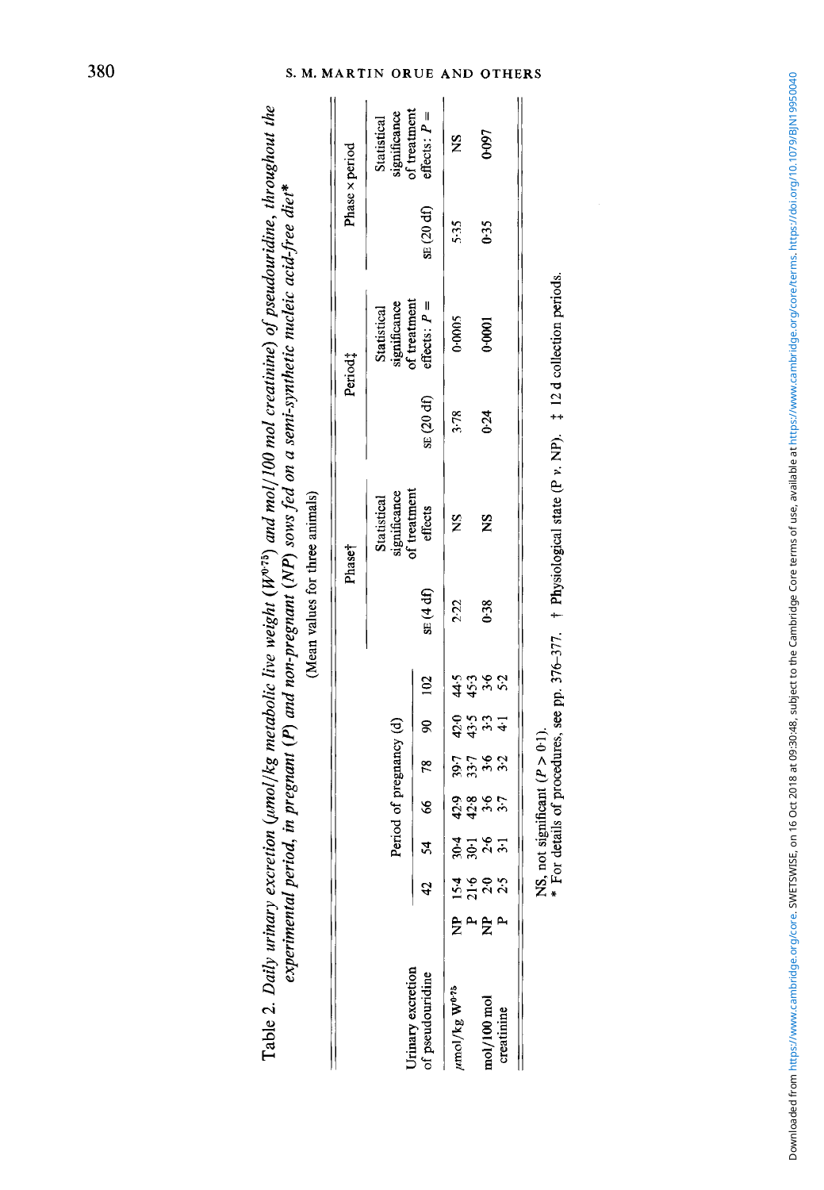Table 2. *Daily urinary excretion (μmol/kg metabolic live weight ($W^{0.75}$) and mol/100 mol creatinine) of pseudouridine, throughout the experimental period, in pregnant (P) and non-pregnant (NP) sows fed on a semi-synthetic nucleic acid-free diet**

(Mean values for three animals)

| Urinary excretion of pseudouridine | | Period of pregnancy (d) | | | | | | Phase† | | Period‡ | | Phase × period | |
|---|---|---|---|---|---|---|---|---|---|---|---|---|---|
| | | 42 | 54 | 66 | 78 | 90 | 102 | SE (4 df) | Statistical significance of treatment effects | SE (20 df) | Statistical significance of treatment effects: $P =$ | SE (20 df) | Statistical significance of treatment effects: $P =$ |
| μmol/kg $W^{0.75}$ | NP | 15·4 | 30·4 | 42·9 | 39·7 | 42·0 | 44·5 | 2·22 | NS | 3·78 | 0·0005 | 5·35 | NS |
| | P | 21·6 | 30·1 | 42·8 | 33·7 | 43·5 | 45·3 | | | | | | |
| mol/100 mol creatinine | NP | 2·0 | 2·6 | 3·6 | 3·6 | 3·3 | 3·6 | 0·38 | NS | 0·24 | 0·0001 | 0·35 | 0·097 |
| | P | 2·5 | 3·1 | 3·7 | 3·2 | 4·1 | 5·2 | | | | | | |

NS, not significant ($P > 0·1$).

\* For details of procedures, see pp. 376–377. † Physiological state (P *v*. NP). ‡ 12 d collection periods.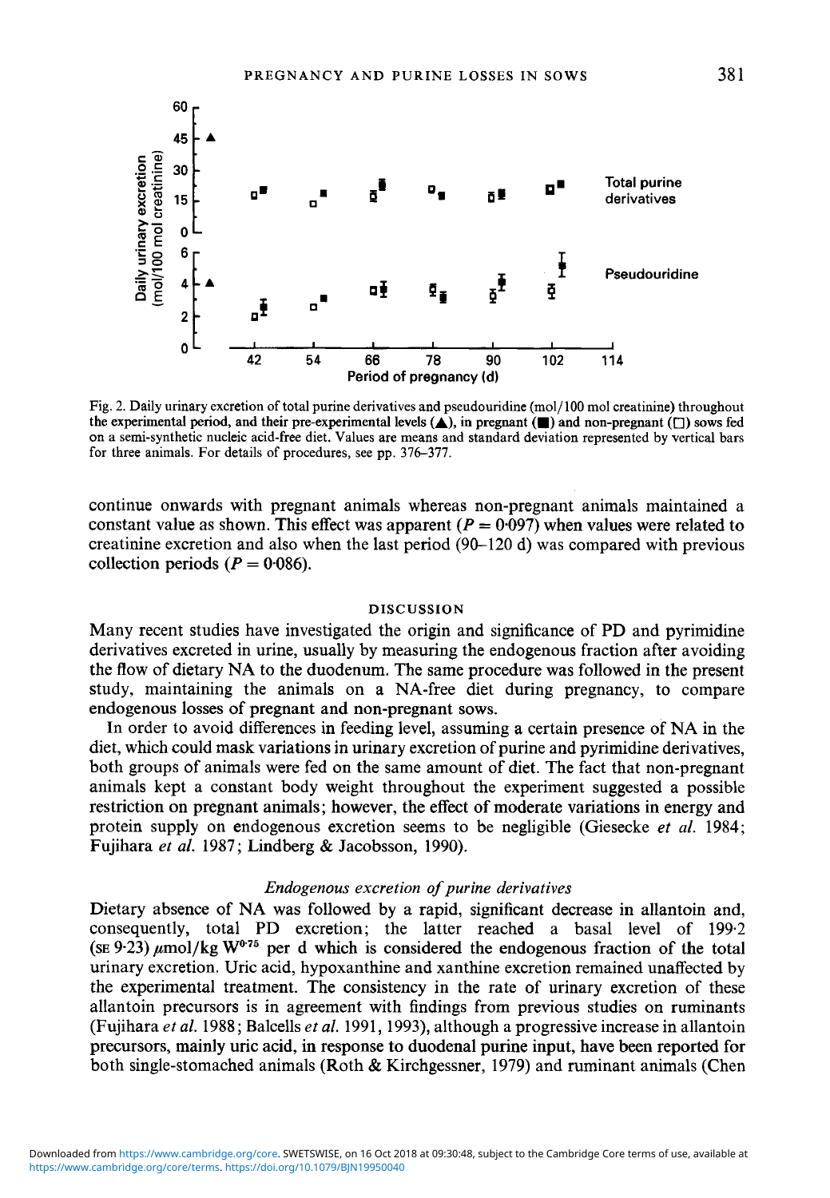Fig. 2. Daily urinary excretion of total purine derivatives and pseudouridine (mol/100 mol creatinine) throughout the experimental period, and their pre-experimental levels (▲), in pregnant (■) and non-pregnant (□) sows fed on a semi-synthetic nucleic acid-free diet. Values are means and standard deviation represented by vertical bars for three animals. For details of procedures, see pp. 376–377.

continue onwards with pregnant animals whereas non-pregnant animals maintained a constant value as shown. This effect was apparent ($P = 0.097$) when values were related to creatinine excretion and also when the last period (90–120 d) was compared with previous collection periods ($P = 0.086$).

## DISCUSSION

Many recent studies have investigated the origin and significance of PD and pyrimidine derivatives excreted in urine, usually by measuring the endogenous fraction after avoiding the flow of dietary NA to the duodenum. The same procedure was followed in the present study, maintaining the animals on a NA-free diet during pregnancy, to compare endogenous losses of pregnant and non-pregnant sows.

In order to avoid differences in feeding level, assuming a certain presence of NA in the diet, which could mask variations in urinary excretion of purine and pyrimidine derivatives, both groups of animals were fed on the same amount of diet. The fact that non-pregnant animals kept a constant body weight throughout the experiment suggested a possible restriction on pregnant animals; however, the effect of moderate variations in energy and protein supply on endogenous excretion seems to be negligible (Giesecke *et al.* 1984; Fujihara *et al.* 1987; Lindberg & Jacobsson, 1990).

### *Endogenous excretion of purine derivatives*

Dietary absence of NA was followed by a rapid, significant decrease in allantoin and, consequently, total PD excretion; the latter reached a basal level of 199·2 (SE 9·23) $\mu$mol/kg $W^{0.75}$ per d which is considered the endogenous fraction of the total urinary excretion. Uric acid, hypoxanthine and xanthine excretion remained unaffected by the experimental treatment. The consistency in the rate of urinary excretion of these allantoin precursors is in agreement with findings from previous studies on ruminants (Fujihara *et al.* 1988; Balcells *et al.* 1991, 1993), although a progressive increase in allantoin precursors, mainly uric acid, in response to duodenal purine input, have been reported for both single-stomached animals (Roth & Kirchgessner, 1979) and ruminant animals (Chen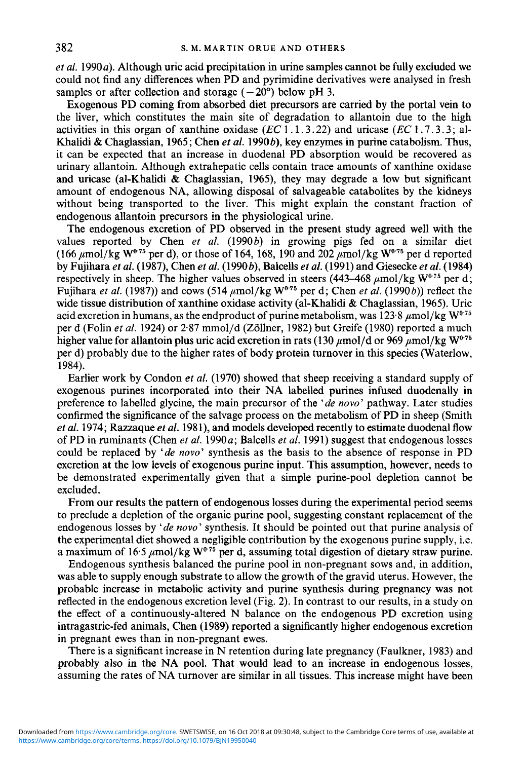*et al.* 1990*a*). Although uric acid precipitation in urine samples cannot be fully excluded we could not find any differences when PD and pyrimidine derivatives were analysed in fresh samples or after collection and storage ($-20°$) below pH 3.

Exogenous PD coming from absorbed diet precursors are carried by the portal vein to the liver, which constitutes the main site of degradation to allantoin due to the high activities in this organ of xanthine oxidase (*EC* 1.1.3.22) and uricase (*EC* 1.7.3.3; al-Khalidi & Chaglassian, 1965; Chen *et al.* 1990*b*), key enzymes in purine catabolism. Thus, it can be expected that an increase in duodenal PD absorption would be recovered as urinary allantoin. Although extrahepatic cells contain trace amounts of xanthine oxidase and uricase (al-Khalidi & Chaglassian, 1965), they may degrade a low but significant amount of endogenous NA, allowing disposal of salvageable catabolites by the kidneys without being transported to the liver. This might explain the constant fraction of endogenous allantoin precursors in the physiological urine.

The endogenous excretion of PD observed in the present study agreed well with the values reported by Chen *et al.* (1990*b*) in growing pigs fed on a similar diet (166 $\mu$mol/kg $W^{0.75}$ per d), or those of 164, 168, 190 and 202 $\mu$mol/kg $W^{0.75}$ per d reported by Fujihara *et al.* (1987), Chen *et al.* (1990*b*), Balcells *et al.* (1991) and Giesecke *et al.* (1984) respectively in sheep. The higher values observed in steers (443–468 $\mu$mol/kg $W^{0.75}$ per d; Fujihara *et al.* (1987)) and cows (514 $\mu$mol/kg $W^{0.75}$ per d; Chen *et al.* (1990*b*)) reflect the wide tissue distribution of xanthine oxidase activity (al-Khalidi & Chaglassian, 1965). Uric acid excretion in humans, as the endproduct of purine metabolism, was 123·8 $\mu$mol/kg $W^{0.75}$ per d (Folin *et al.* 1924) or 2·87 mmol/d (Zöllner, 1982) but Greife (1980) reported a much higher value for allantoin plus uric acid excretion in rats (130 $\mu$mol/d or 969 $\mu$mol/kg $W^{0.75}$ per d) probably due to the higher rates of body protein turnover in this species (Waterlow, 1984).

Earlier work by Condon *et al.* (1970) showed that sheep receiving a standard supply of exogenous purines incorporated into their NA labelled purines infused duodenally in preference to labelled glycine, the main precursor of the '*de novo*' pathway. Later studies confirmed the significance of the salvage process on the metabolism of PD in sheep (Smith *et al.* 1974; Razzaque *et al.* 1981), and models developed recently to estimate duodenal flow of PD in ruminants (Chen *et al.* 1990*a*; Balcells *et al.* 1991) suggest that endogenous losses could be replaced by '*de novo*' synthesis as the basis to the absence of response in PD excretion at the low levels of exogenous purine input. This assumption, however, needs to be demonstrated experimentally given that a simple purine-pool depletion cannot be excluded.

From our results the pattern of endogenous losses during the experimental period seems to preclude a depletion of the organic purine pool, suggesting constant replacement of the endogenous losses by '*de novo*' synthesis. It should be pointed out that purine analysis of the experimental diet showed a negligible contribution by the exogenous purine supply, i.e. a maximum of 16·5 $\mu$mol/kg $W^{0.75}$ per d, assuming total digestion of dietary straw purine.

Endogenous synthesis balanced the purine pool in non-pregnant sows and, in addition, was able to supply enough substrate to allow the growth of the gravid uterus. However, the probable increase in metabolic activity and purine synthesis during pregnancy was not reflected in the endogenous excretion level (Fig. 2). In contrast to our results, in a study on the effect of a continuously-altered N balance on the endogenous PD excretion using intragastric-fed animals, Chen (1989) reported a significantly higher endogenous excretion in pregnant ewes than in non-pregnant ewes.

There is a significant increase in N retention during late pregnancy (Faulkner, 1983) and probably also in the NA pool. That would lead to an increase in endogenous losses, assuming the rates of NA turnover are similar in all tissues. This increase might have been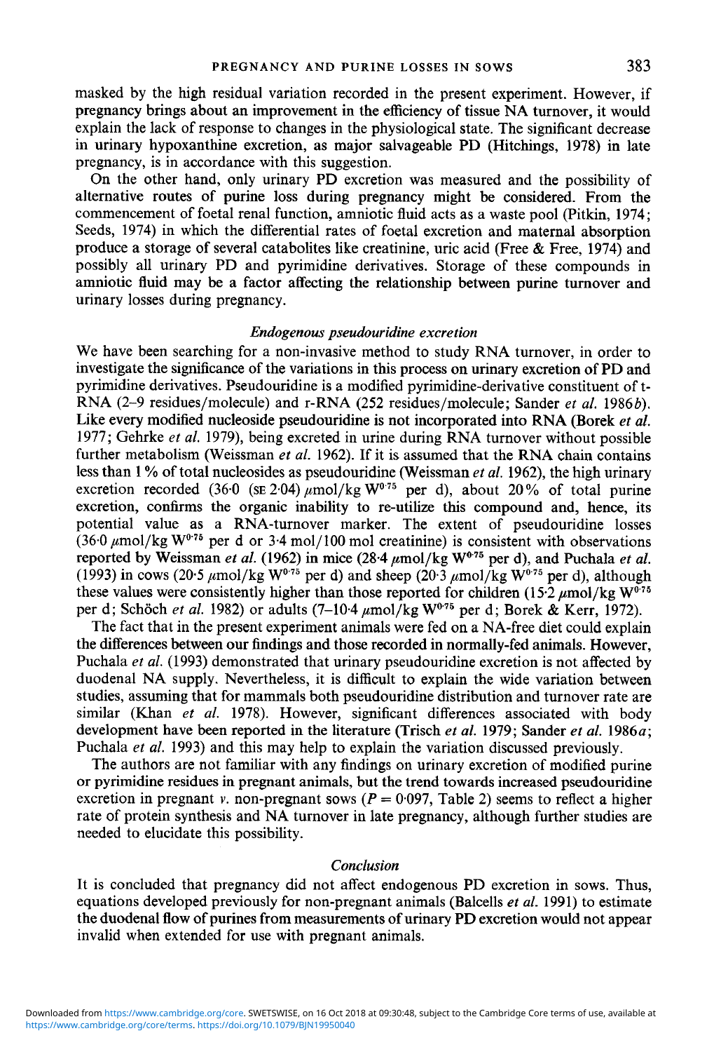masked by the high residual variation recorded in the present experiment. However, if pregnancy brings about an improvement in the efficiency of tissue NA turnover, it would explain the lack of response to changes in the physiological state. The significant decrease in urinary hypoxanthine excretion, as major salvageable PD (Hitchings, 1978) in late pregnancy, is in accordance with this suggestion.

On the other hand, only urinary PD excretion was measured and the possibility of alternative routes of purine loss during pregnancy might be considered. From the commencement of foetal renal function, amniotic fluid acts as a waste pool (Pitkin, 1974; Seeds, 1974) in which the differential rates of foetal excretion and maternal absorption produce a storage of several catabolites like creatinine, uric acid (Free & Free, 1974) and possibly all urinary PD and pyrimidine derivatives. Storage of these compounds in amniotic fluid may be a factor affecting the relationship between purine turnover and urinary losses during pregnancy.

### *Endogenous pseudouridine excretion*

We have been searching for a non-invasive method to study RNA turnover, in order to investigate the significance of the variations in this process on urinary excretion of PD and pyrimidine derivatives. Pseudouridine is a modified pyrimidine-derivative constituent of t-RNA (2–9 residues/molecule) and r-RNA (252 residues/molecule; Sander *et al.* 1986*b*). Like every modified nucleoside pseudouridine is not incorporated into RNA (Borek *et al.* 1977; Gehrke *et al.* 1979), being excreted in urine during RNA turnover without possible further metabolism (Weissman *et al.* 1962). If it is assumed that the RNA chain contains less than 1% of total nucleosides as pseudouridine (Weissman *et al.* 1962), the high urinary excretion recorded (36·0 (SE 2·04) $\mu$mol/kg $W^{0.75}$ per d), about 20% of total purine excretion, confirms the organic inability to re-utilize this compound and, hence, its potential value as a RNA-turnover marker. The extent of pseudouridine losses (36·0 $\mu$mol/kg $W^{0.75}$ per d or 3·4 mol/100 mol creatinine) is consistent with observations reported by Weissman *et al.* (1962) in mice (28·4 $\mu$mol/kg $W^{0.75}$ per d), and Puchala *et al.* (1993) in cows (20·5 $\mu$mol/kg $W^{0.75}$ per d) and sheep (20·3 $\mu$mol/kg $W^{0.75}$ per d), although these values were consistently higher than those reported for children (15·2 $\mu$mol/kg $W^{0.75}$ per d; Schöch *et al.* 1982) or adults (7–10·4 $\mu$mol/kg $W^{0.75}$ per d; Borek & Kerr, 1972).

The fact that in the present experiment animals were fed on a NA-free diet could explain the differences between our findings and those recorded in normally-fed animals. However, Puchala *et al.* (1993) demonstrated that urinary pseudouridine excretion is not affected by duodenal NA supply. Nevertheless, it is difficult to explain the wide variation between studies, assuming that for mammals both pseudouridine distribution and turnover rate are similar (Khan *et al.* 1978). However, significant differences associated with body development have been reported in the literature (Trisch *et al.* 1979; Sander *et al.* 1986*a*; Puchala *et al.* 1993) and this may help to explain the variation discussed previously.

The authors are not familiar with any findings on urinary excretion of modified purine or pyrimidine residues in pregnant animals, but the trend towards increased pseudouridine excretion in pregnant *v.* non-pregnant sows ($P = 0.097$, Table 2) seems to reflect a higher rate of protein synthesis and NA turnover in late pregnancy, although further studies are needed to elucidate this possibility.

### *Conclusion*

It is concluded that pregnancy did not affect endogenous PD excretion in sows. Thus, equations developed previously for non-pregnant animals (Balcells *et al.* 1991) to estimate the duodenal flow of purines from measurements of urinary PD excretion would not appear invalid when extended for use with pregnant animals.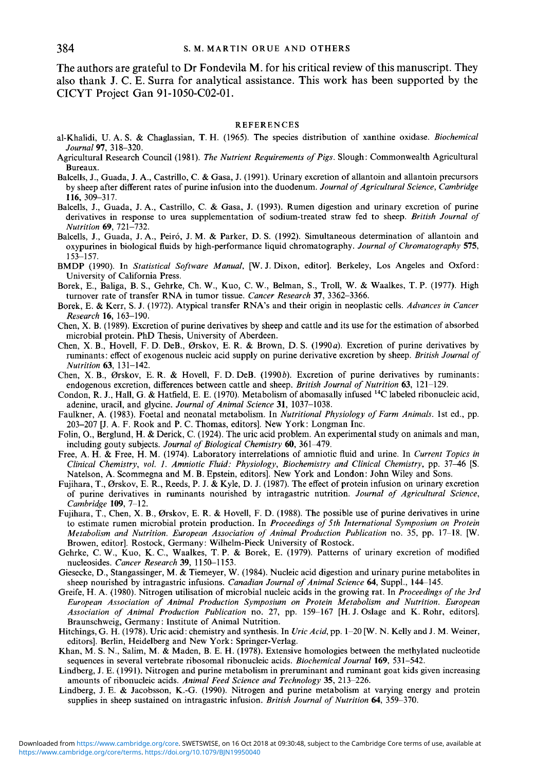The authors are grateful to Dr Fondevila M. for his critical review of this manuscript. They also thank J. C. E. Surra for analytical assistance. This work has been supported by the CICYT Project Gan 91-1050-C02-01.

## REFERENCES

al-Khalidi, U. A. S. & Chaglassian, T. H. (1965). The species distribution of xanthine oxidase. *Biochemical Journal* **97**, 318–320.

Agricultural Research Council (1981). *The Nutrient Requirements of Pigs*. Slough: Commonwealth Agricultural Bureaux.

Balcells, J., Guada, J. A., Castrillo, C. & Gasa, J. (1991). Urinary excretion of allantoin and allantoin precursors by sheep after different rates of purine infusion into the duodenum. *Journal of Agricultural Science, Cambridge* **116**, 309–317.

Balcells, J., Guada, J. A., Castrillo, C. & Gasa, J. (1993). Rumen digestion and urinary excretion of purine derivatives in response to urea supplementation of sodium-treated straw fed to sheep. *British Journal of Nutrition* **69**, 721–732.

Balcells, J., Guada, J. A., Peiró, J. M. & Parker, D. S. (1992). Simultaneous determination of allantoin and oxypurines in biological fluids by high-performance liquid chromatography. *Journal of Chromatography* **575**, 153–157.

BMDP (1990). In *Statistical Software Manual*, [W. J. Dixon, editor]. Berkeley, Los Angeles and Oxford: University of California Press.

Borek, E., Baliga, B. S., Gehrke, Ch. W., Kuo, C. W., Belman, S., Troll, W. & Waalkes, T. P. (1977). High turnover rate of transfer RNA in tumor tissue. *Cancer Research* **37**, 3362–3366.

Borek, E. & Kerr, S. J. (1972). Atypical transfer RNA's and their origin in neoplastic cells. *Advances in Cancer Research* **16**, 163–190.

Chen, X. B. (1989). Excretion of purine derivatives by sheep and cattle and its use for the estimation of absorbed microbial protein. PhD Thesis, University of Aberdeen.

Chen, X. B., Hovell, F. D. DeB., Ørskov, E. R. & Brown, D. S. (1990*a*). Excretion of purine derivatives by ruminants: effect of exogenous nucleic acid supply on purine derivative excretion by sheep. *British Journal of Nutrition* **63**, 131–142.

Chen, X. B., Ørskov, E. R. & Hovell, F. D. DeB. (1990*b*). Excretion of purine derivatives by ruminants: endogenous excretion, differences between cattle and sheep. *British Journal of Nutrition* **63**, 121–129.

Condon, R. J., Hall, G. & Hatfield, E. E. (1970). Metabolism of abomasally infused $^{14}C$ labeled ribonucleic acid, adenine, uracil, and glycine. *Journal of Animal Science* **31**, 1037–1038.

Faulkner, A. (1983). Foetal and neonatal metabolism. In *Nutritional Physiology of Farm Animals*. 1st ed., pp. 203–207 [J. A. F. Rook and P. C. Thomas, editors]. New York: Longman Inc.

Folin, O., Berglund, H. & Derick, C. (1924). The uric acid problem. An experimental study on animals and man, including gouty subjects. *Journal of Biological Chemistry* **60**, 361–479.

Free, A. H. & Free, H. M. (1974). Laboratory interrelations of amniotic fluid and urine. In *Current Topics in Clinical Chemistry, vol. 1. Amniotic Fluid: Physiology, Biochemistry and Clinical Chemistry*, pp. 37–46 [S. Natelson, A. Scommegna and M. B. Epstein, editors]. New York and London: John Wiley and Sons.

Fujihara, T., Ørskov, E. R., Reeds, P. J. & Kyle, D. J. (1987). The effect of protein infusion on urinary excretion of purine derivatives in ruminants nourished by intragastric nutrition. *Journal of Agricultural Science, Cambridge* **109**, 7–12.

Fujihara, T., Chen, X. B., Ørskov, E. R. & Hovell, F. D. (1988). The possible use of purine derivatives in urine to estimate rumen microbial protein production. In *Proceedings of 5th International Symposium on Protein Metabolism and Nutrition. European Association of Animal Production Publication* no. 35, pp. 17–18. [W. Browen, editor]. Rostock, Germany: Wilhelm-Pieck University of Rostock.

Gehrke, C. W., Kuo, K. C., Waalkes, T. P. & Borek, E. (1979). Patterns of urinary excretion of modified nucleosides. *Cancer Research* **39**, 1150–1153.

Giesecke, D., Stangassinger, M. & Tiemeyer, W. (1984). Nucleic acid digestion and urinary purine metabolites in sheep nourished by intragastric infusions. *Canadian Journal of Animal Science* **64**, Suppl., 144–145.

Greife, H. A. (1980). Nitrogen utilisation of microbial nucleic acids in the growing rat. In *Proceedings of the 3rd European Association of Animal Production Symposium on Protein Metabolism and Nutrition. European Association of Animal Production Publication* no. 27, pp. 159–167 [H. J. Oslage and K. Rohr, editors]. Braunschweig, Germany: Institute of Animal Nutrition.

Hitchings, G. H. (1978). Uric acid: chemistry and synthesis. In *Uric Acid*, pp. 1–20 [W. N. Kelly and J. M. Weiner, editors]. Berlin, Heidelberg and New York: Springer-Verlag.

Khan, M. S. N., Salim, M. & Maden, B. E. H. (1978). Extensive homologies between the methylated nucleotide sequences in several vertebrate ribosomal ribonucleic acids. *Biochemical Journal* **169**, 531–542.

Lindberg, J. E. (1991). Nitrogen and purine metabolism in preruminant and ruminant goat kids given increasing amounts of ribonucleic acids. *Animal Feed Science and Technology* **35**, 213–226.

Lindberg, J. E. & Jacobsson, K.-G. (1990). Nitrogen and purine metabolism at varying energy and protein supplies in sheep sustained on intragastric infusion. *British Journal of Nutrition* **64**, 359–370.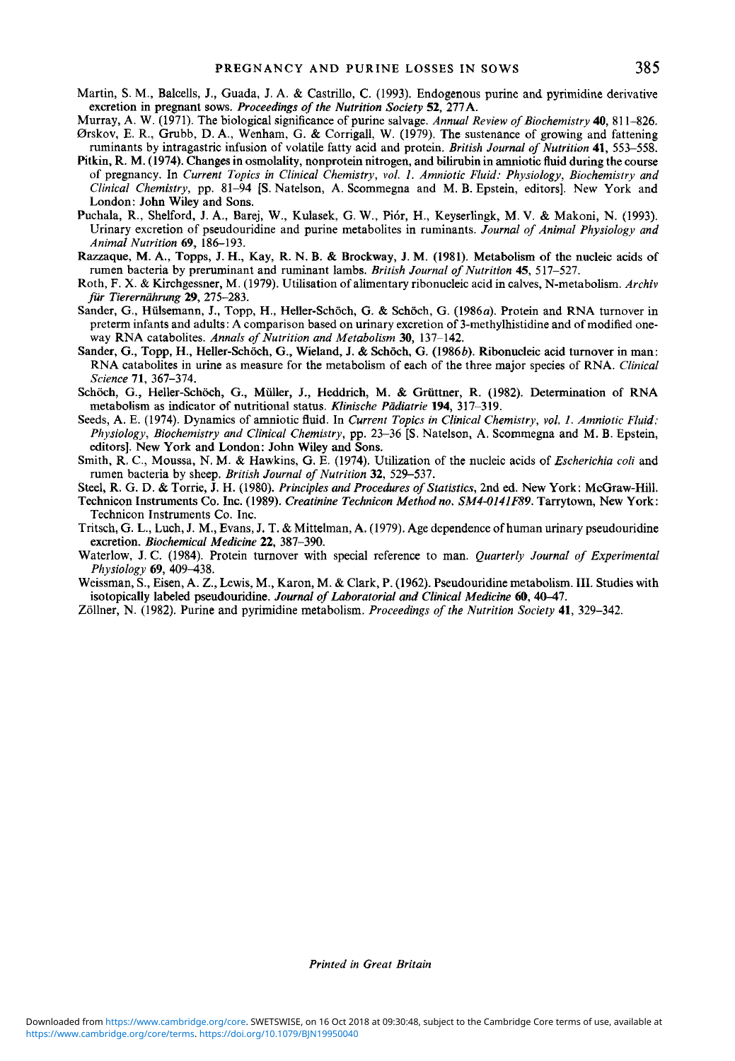Martin, S. M., Balcells, J., Guada, J. A. & Castrillo, C. (1993). Endogenous purine and pyrimidine derivative excretion in pregnant sows. *Proceedings of the Nutrition Society* **52**, 277A.

Murray, A. W. (1971). The biological significance of purine salvage. *Annual Review of Biochemistry* **40**, 811–826.

Ørskov, E. R., Grubb, D. A., Wenham, G. & Corrigall, W. (1979). The sustenance of growing and fattening ruminants by intragastric infusion of volatile fatty acid and protein. *British Journal of Nutrition* **41**, 553–558.

Pitkin, R. M. (1974). Changes in osmolality, nonprotein nitrogen, and bilirubin in amniotic fluid during the course of pregnancy. In *Current Topics in Clinical Chemistry, vol. 1. Amniotic Fluid: Physiology, Biochemistry and Clinical Chemistry*, pp. 81–94 [S. Natelson, A. Scommegna and M. B. Epstein, editors]. New York and London: John Wiley and Sons.

Puchala, R., Shelford, J. A., Barej, W., Kulasek, G. W., Piór, H., Keyserlingk, M. V. & Makoni, N. (1993). Urinary excretion of pseudouridine and purine metabolites in ruminants. *Journal of Animal Physiology and Animal Nutrition* **69**, 186–193.

Razzaque, M. A., Topps, J. H., Kay, R. N. B. & Brockway, J. M. (1981). Metabolism of the nucleic acids of rumen bacteria by preruminant and ruminant lambs. *British Journal of Nutrition* **45**, 517–527.

Roth, F. X. & Kirchgessner, M. (1979). Utilisation of alimentary ribonucleic acid in calves, N-metabolism. *Archiv für Tierernährung* **29**, 275–283.

Sander, G., Hülsemann, J., Topp, H., Heller-Schöch, G. & Schöch, G. (1986*a*). Protein and RNA turnover in preterm infants and adults: A comparison based on urinary excretion of 3-methylhistidine and of modified one-way RNA catabolites. *Annals of Nutrition and Metabolism* **30**, 137–142.

Sander, G., Topp, H., Heller-Schöch, G., Wieland, J. & Schöch, G. (1986*b*). Ribonucleic acid turnover in man: RNA catabolites in urine as measure for the metabolism of each of the three major species of RNA. *Clinical Science* **71**, 367–374.

Schöch, G., Heller-Schöch, G., Müller, J., Heddrich, M. & Grüttner, R. (1982). Determination of RNA metabolism as indicator of nutritional status. *Klinische Pädiatrie* **194**, 317–319.

Seeds, A. E. (1974). Dynamics of amniotic fluid. In *Current Topics in Clinical Chemistry, vol. 1. Amniotic Fluid: Physiology, Biochemistry and Clinical Chemistry*, pp. 23–36 [S. Natelson, A. Scommegna and M. B. Epstein, editors]. New York and London: John Wiley and Sons.

Smith, R. C., Moussa, N. M. & Hawkins, G. E. (1974). Utilization of the nucleic acids of *Escherichia coli* and rumen bacteria by sheep. *British Journal of Nutrition* **32**, 529–537.

Steel, R. G. D. & Torrie, J. H. (1980). *Principles and Procedures of Statistics*, 2nd ed. New York: McGraw-Hill.

Technicon Instruments Co. Inc. (1989). *Creatinine Technicon Method no. SM4-0141F89*. Tarrytown, New York: Technicon Instruments Co. Inc.

Tritsch, G. L., Luch, J. M., Evans, J. T. & Mittelman, A. (1979). Age dependence of human urinary pseudouridine excretion. *Biochemical Medicine* **22**, 387–390.

Waterlow, J. C. (1984). Protein turnover with special reference to man. *Quarterly Journal of Experimental Physiology* **69**, 409–438.

Weissman, S., Eisen, A. Z., Lewis, M., Karon, M. & Clark, P. (1962). Pseudouridine metabolism. III. Studies with isotopically labeled pseudouridine. *Journal of Laboratorial and Clinical Medicine* **60**, 40–47.

Zöllner, N. (1982). Purine and pyrimidine metabolism. *Proceedings of the Nutrition Society* **41**, 329–342.

*Printed in Great Britain*